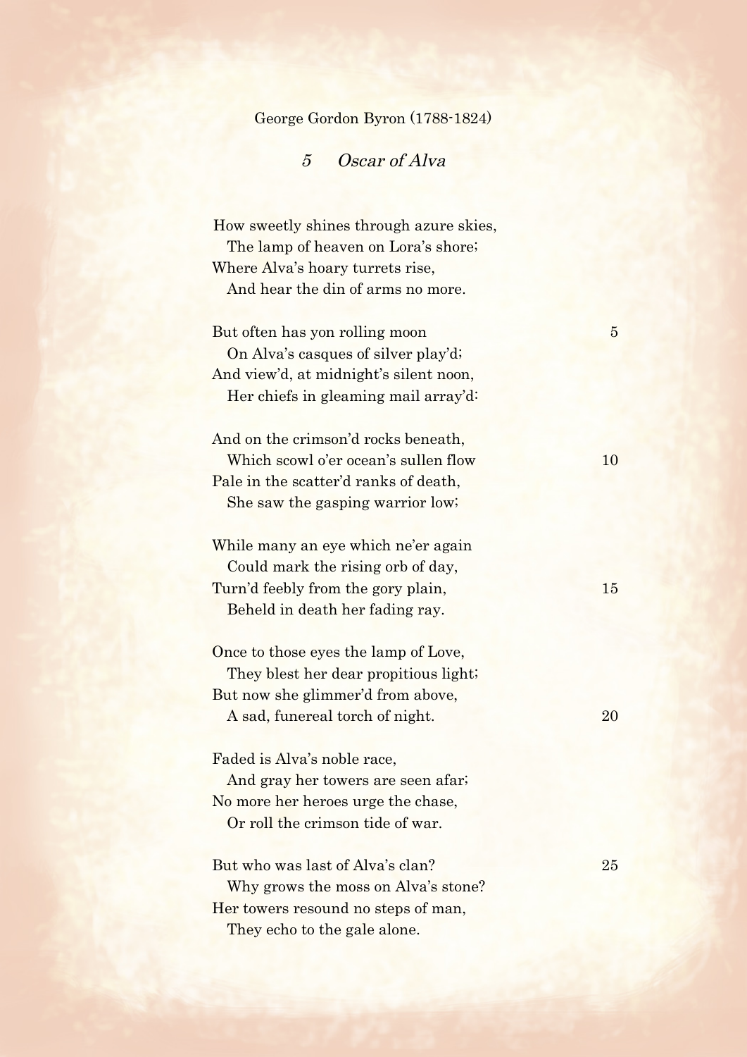George Gordon Byron (1788-1824)

## 5 *Oscar of Alva*

How sweetly shines through azure skies,
  The lamp of heaven on Lora's shore;
Where Alva's hoary turrets rise,
  And hear the din of arms no more.

But often has yon rolling moon 5
  On Alva's casques of silver play'd;
And view'd, at midnight's silent noon,
  Her chiefs in gleaming mail array'd:

And on the crimson'd rocks beneath,
  Which scowl o'er ocean's sullen flow 10
Pale in the scatter'd ranks of death,
  She saw the gasping warrior low;

While many an eye which ne'er again
  Could mark the rising orb of day,
Turn'd feebly from the gory plain, 15
  Beheld in death her fading ray.

Once to those eyes the lamp of Love,
  They blest her dear propitious light;
But now she glimmer'd from above,
  A sad, funereal torch of night. 20

Faded is Alva's noble race,
  And gray her towers are seen afar;
No more her heroes urge the chase,
  Or roll the crimson tide of war.

But who was last of Alva's clan? 25
  Why grows the moss on Alva's stone?
Her towers resound no steps of man,
  They echo to the gale alone.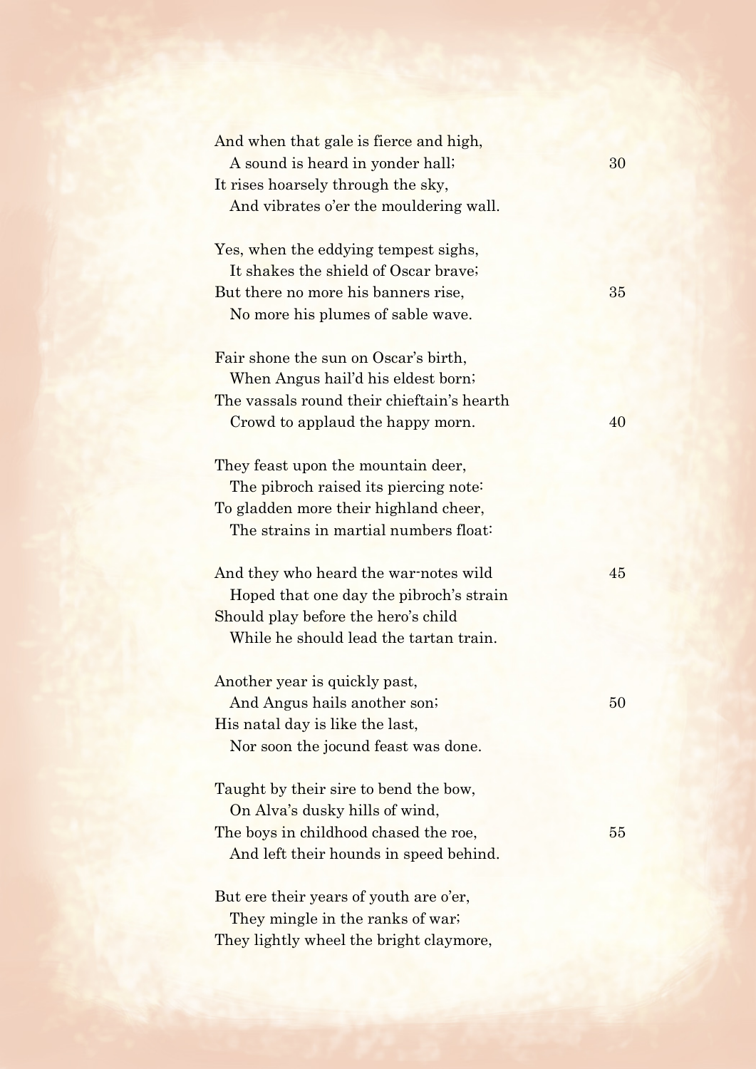And when that gale is fierce and high,
  A sound is heard in yonder hall;
It rises hoarsely through the sky,
  And vibrates o'er the mouldering wall.

Yes, when the eddying tempest sighs,
  It shakes the shield of Oscar brave;
But there no more his banners rise,
  No more his plumes of sable wave.

Fair shone the sun on Oscar's birth,
  When Angus hail'd his eldest born;
The vassals round their chieftain's hearth
  Crowd to applaud the happy morn.

They feast upon the mountain deer,
  The pibroch raised its piercing note:
To gladden more their highland cheer,
  The strains in martial numbers float:

And they who heard the war-notes wild
  Hoped that one day the pibroch's strain
Should play before the hero's child
  While he should lead the tartan train.

Another year is quickly past,
  And Angus hails another son;
His natal day is like the last,
  Nor soon the jocund feast was done.

Taught by their sire to bend the bow,
  On Alva's dusky hills of wind,
The boys in childhood chased the roe,
  And left their hounds in speed behind.

But ere their years of youth are o'er,
  They mingle in the ranks of war;
They lightly wheel the bright claymore,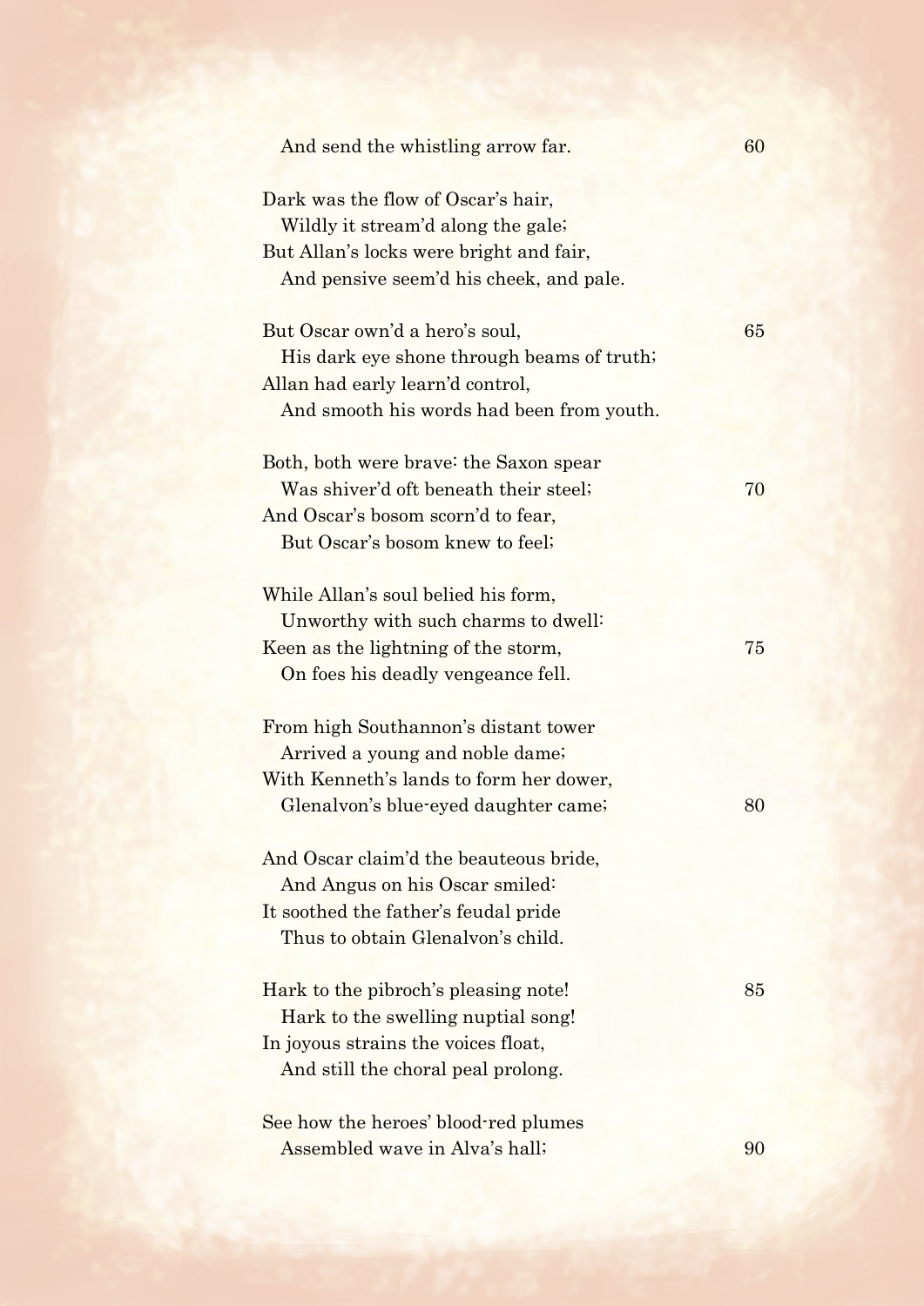And send the whistling arrow far. 60

Dark was the flow of Oscar's hair,
  Wildly it stream'd along the gale;
But Allan's locks were bright and fair,
  And pensive seem'd his cheek, and pale.

But Oscar own'd a hero's soul, 65
  His dark eye shone through beams of truth;
Allan had early learn'd control,
  And smooth his words had been from youth.

Both, both were brave: the Saxon spear
  Was shiver'd oft beneath their steel; 70
And Oscar's bosom scorn'd to fear,
  But Oscar's bosom knew to feel;

While Allan's soul belied his form,
  Unworthy with such charms to dwell:
Keen as the lightning of the storm, 75
  On foes his deadly vengeance fell.

From high Southannon's distant tower
  Arrived a young and noble dame;
With Kenneth's lands to form her dower,
  Glenalvon's blue-eyed daughter came; 80

And Oscar claim'd the beauteous bride,
  And Angus on his Oscar smiled:
It soothed the father's feudal pride
  Thus to obtain Glenalvon's child.

Hark to the pibroch's pleasing note! 85
  Hark to the swelling nuptial song!
In joyous strains the voices float,
  And still the choral peal prolong.

See how the heroes' blood-red plumes
  Assembled wave in Alva's hall; 90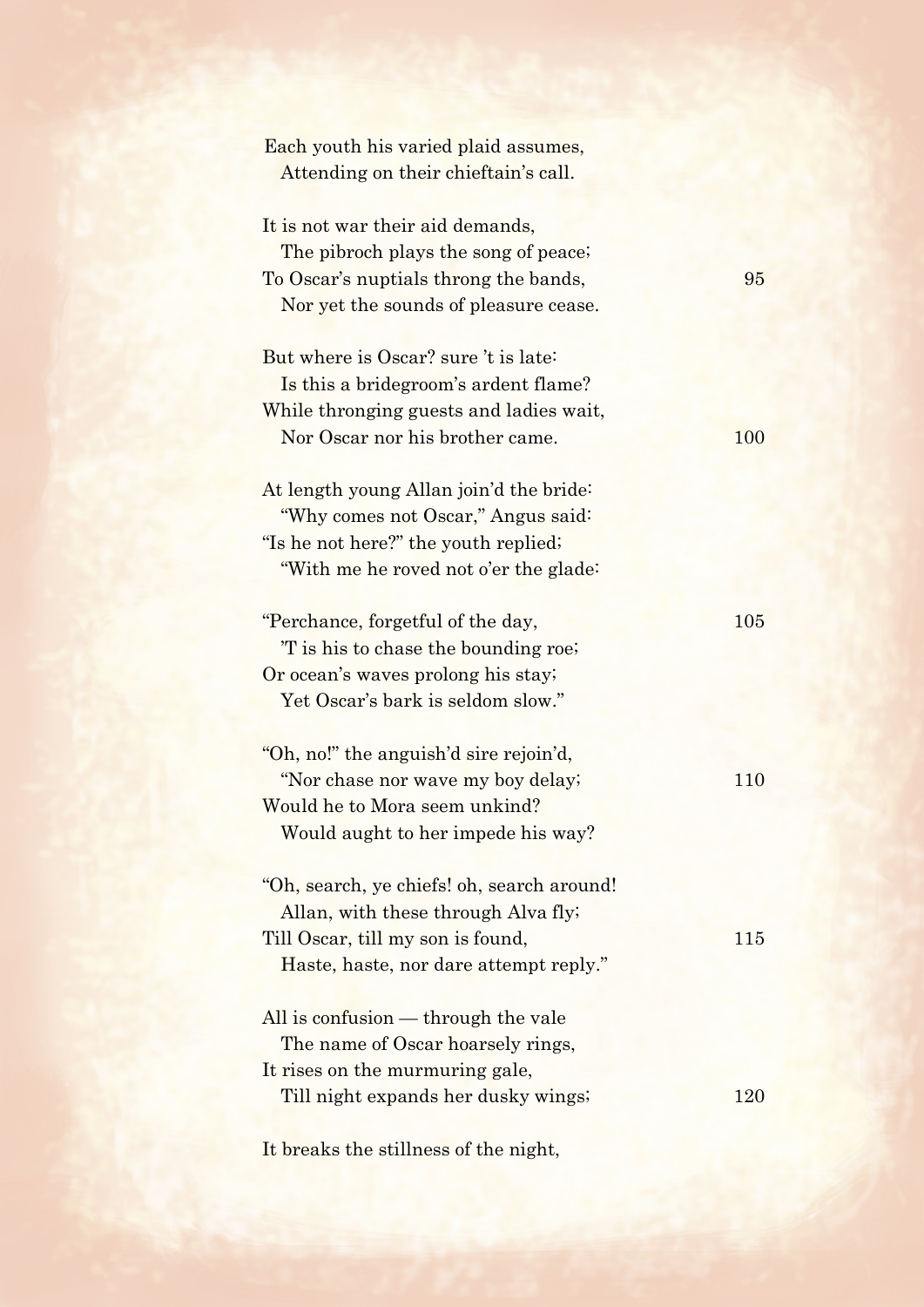Each youth his varied plaid assumes,
  Attending on their chieftain's call.

It is not war their aid demands,
  The pibroch plays the song of peace;
To Oscar's nuptials throng the bands, 95
  Nor yet the sounds of pleasure cease.

But where is Oscar? sure 't is late:
  Is this a bridegroom's ardent flame?
While thronging guests and ladies wait,
  Nor Oscar nor his brother came. 100

At length young Allan join'd the bride:
  "Why comes not Oscar," Angus said:
"Is he not here?" the youth replied;
  "With me he roved not o'er the glade:

"Perchance, forgetful of the day, 105
  'T is his to chase the bounding roe;
Or ocean's waves prolong his stay;
  Yet Oscar's bark is seldom slow."

"Oh, no!" the anguish'd sire rejoin'd,
  "Nor chase nor wave my boy delay; 110
Would he to Mora seem unkind?
  Would aught to her impede his way?

"Oh, search, ye chiefs! oh, search around!
  Allan, with these through Alva fly;
Till Oscar, till my son is found, 115
  Haste, haste, nor dare attempt reply."

All is confusion — through the vale
  The name of Oscar hoarsely rings,
It rises on the murmuring gale,
  Till night expands her dusky wings; 120

It breaks the stillness of the night,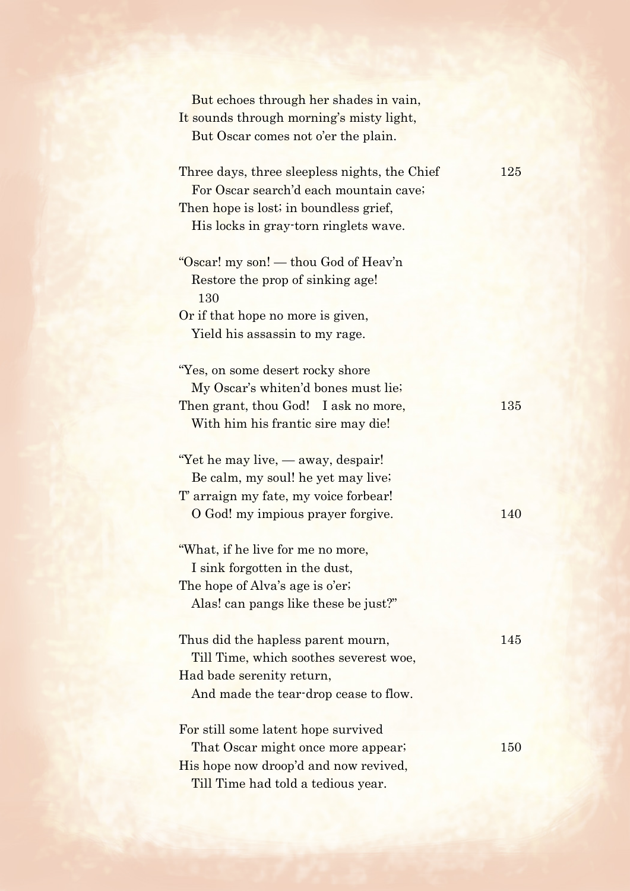But echoes through her shades in vain,  
It sounds through morning's misty light,  
But Oscar comes not o'er the plain.

Three days, three sleepless nights, the Chief 125  
For Oscar search'd each mountain cave;  
Then hope is lost; in boundless grief,  
His locks in gray-torn ringlets wave.

"Oscar! my son! — thou God of Heav'n  
Restore the prop of sinking age! 130  
Or if that hope no more is given,  
Yield his assassin to my rage.

"Yes, on some desert rocky shore  
My Oscar's whiten'd bones must lie;  
Then grant, thou God! I ask no more, 135  
With him his frantic sire may die!

"Yet he may live, — away, despair!  
Be calm, my soul! he yet may live;  
T' arraign my fate, my voice forbear!  
O God! my impious prayer forgive. 140

"What, if he live for me no more,  
I sink forgotten in the dust,  
The hope of Alva's age is o'er;  
Alas! can pangs like these be just?"

Thus did the hapless parent mourn, 145  
Till Time, which soothes severest woe,  
Had bade serenity return,  
And made the tear-drop cease to flow.

For still some latent hope survived  
That Oscar might once more appear; 150  
His hope now droop'd and now revived,  
Till Time had told a tedious year.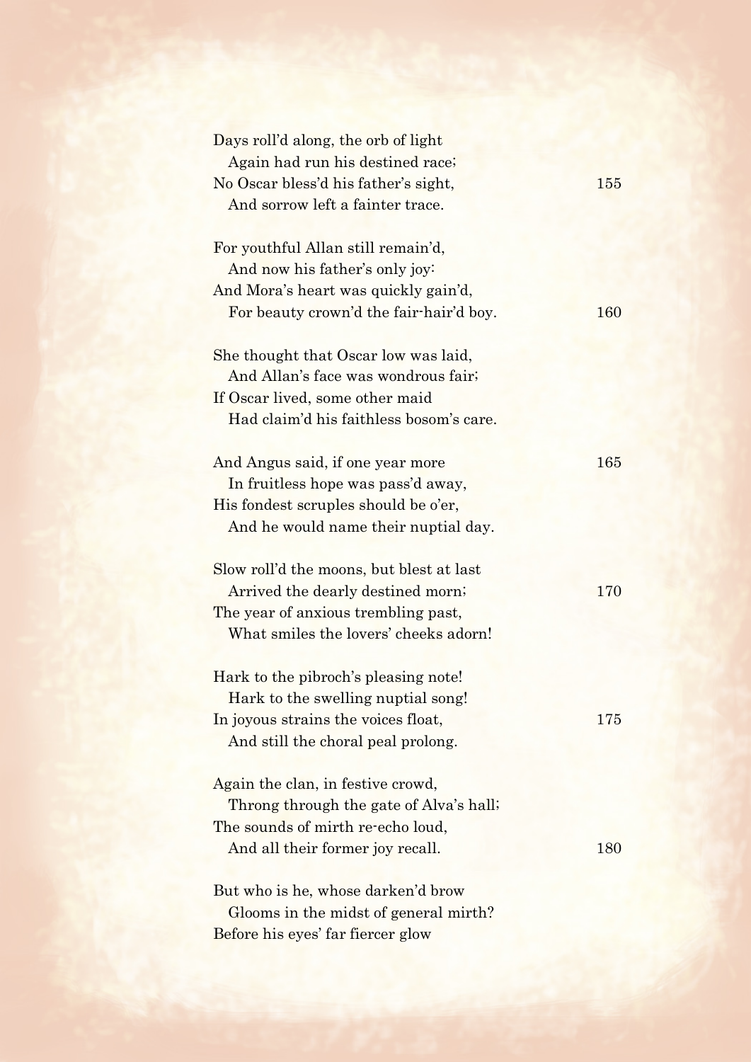Days roll'd along, the orb of light
  Again had run his destined race;
No Oscar bless'd his father's sight,
  And sorrow left a fainter trace.

For youthful Allan still remain'd,
  And now his father's only joy:
And Mora's heart was quickly gain'd,
  For beauty crown'd the fair-hair'd boy.

She thought that Oscar low was laid,
  And Allan's face was wondrous fair;
If Oscar lived, some other maid
  Had claim'd his faithless bosom's care.

And Angus said, if one year more
  In fruitless hope was pass'd away,
His fondest scruples should be o'er,
  And he would name their nuptial day.

Slow roll'd the moons, but blest at last
  Arrived the dearly destined morn;
The year of anxious trembling past,
  What smiles the lovers' cheeks adorn!

Hark to the pibroch's pleasing note!
  Hark to the swelling nuptial song!
In joyous strains the voices float,
  And still the choral peal prolong.

Again the clan, in festive crowd,
  Throng through the gate of Alva's hall;
The sounds of mirth re-echo loud,
  And all their former joy recall.

But who is he, whose darken'd brow
  Glooms in the midst of general mirth?
Before his eyes' far fiercer glow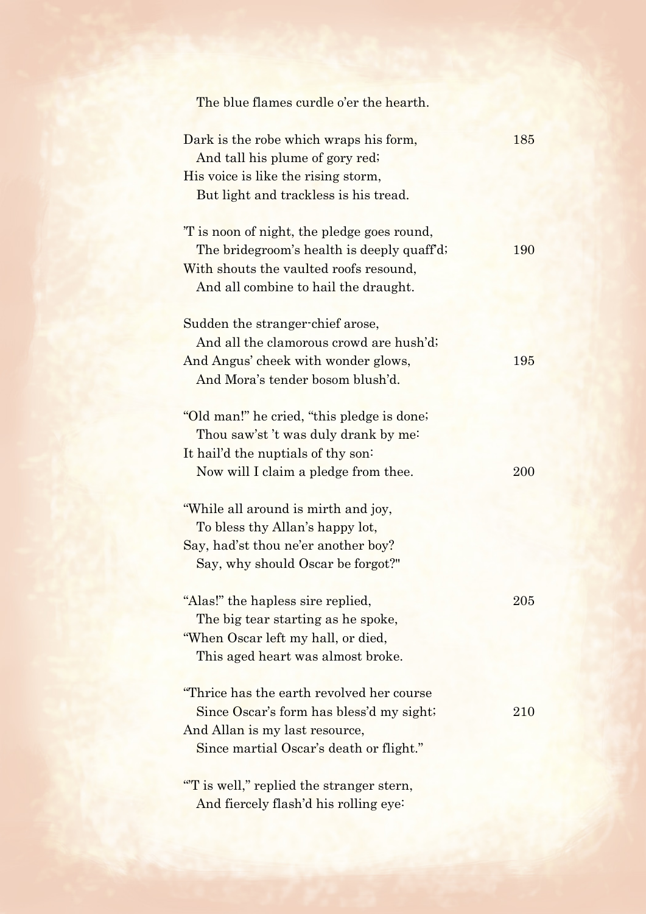The blue flames curdle o'er the hearth.

Dark is the robe which wraps his form, 185
And tall his plume of gory red;
His voice is like the rising storm,
But light and trackless is his tread.

'T is noon of night, the pledge goes round,
The bridegroom's health is deeply quaff'd; 190
With shouts the vaulted roofs resound,
And all combine to hail the draught.

Sudden the stranger-chief arose,
And all the clamorous crowd are hush'd;
And Angus' cheek with wonder glows, 195
And Mora's tender bosom blush'd.

"Old man!" he cried, "this pledge is done;
Thou saw'st 't was duly drank by me:
It hail'd the nuptials of thy son:
Now will I claim a pledge from thee. 200

"While all around is mirth and joy,
To bless thy Allan's happy lot,
Say, had'st thou ne'er another boy?
Say, why should Oscar be forgot?"

"Alas!" the hapless sire replied, 205
The big tear starting as he spoke,
"When Oscar left my hall, or died,
This aged heart was almost broke.

"Thrice has the earth revolved her course
Since Oscar's form has bless'd my sight; 210
And Allan is my last resource,
Since martial Oscar's death or flight."

"'T is well," replied the stranger stern,
And fiercely flash'd his rolling eye: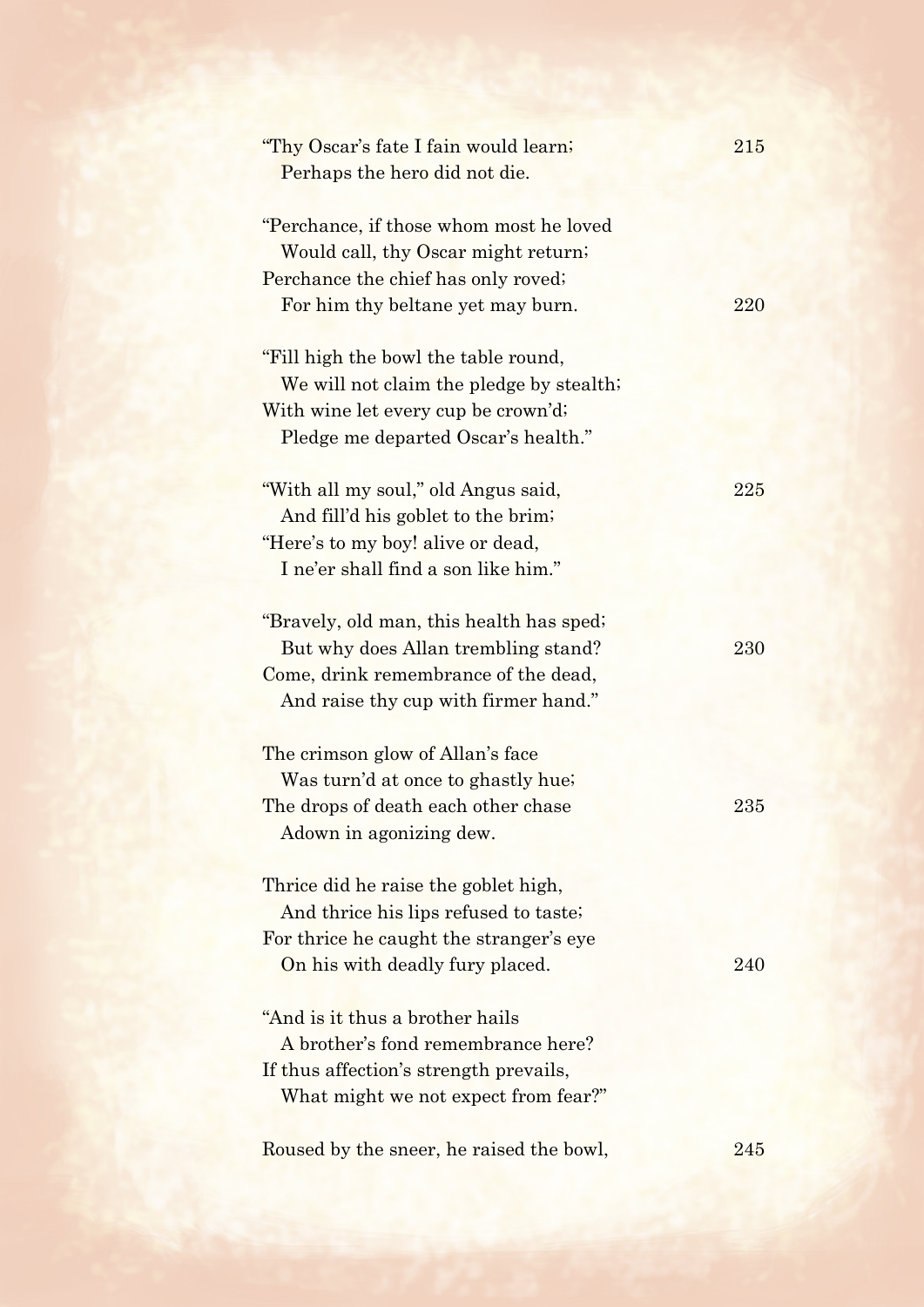"Thy Oscar's fate I fain would learn;  
  Perhaps the hero did not die.

"Perchance, if those whom most he loved  
  Would call, thy Oscar might return;  
Perchance the chief has only roved;  
  For him thy beltane yet may burn.

"Fill high the bowl the table round,  
  We will not claim the pledge by stealth;  
With wine let every cup be crown'd;  
  Pledge me departed Oscar's health."

"With all my soul," old Angus said,  
  And fill'd his goblet to the brim;  
"Here's to my boy! alive or dead,  
  I ne'er shall find a son like him."

"Bravely, old man, this health has sped;  
  But why does Allan trembling stand?  
Come, drink remembrance of the dead,  
  And raise thy cup with firmer hand."

The crimson glow of Allan's face  
  Was turn'd at once to ghastly hue;  
The drops of death each other chase  
  Adown in agonizing dew.

Thrice did he raise the goblet high,  
  And thrice his lips refused to taste;  
For thrice he caught the stranger's eye  
  On his with deadly fury placed.

"And is it thus a brother hails  
  A brother's fond remembrance here?  
If thus affection's strength prevails,  
  What might we not expect from fear?"

Roused by the sneer, he raised the bowl,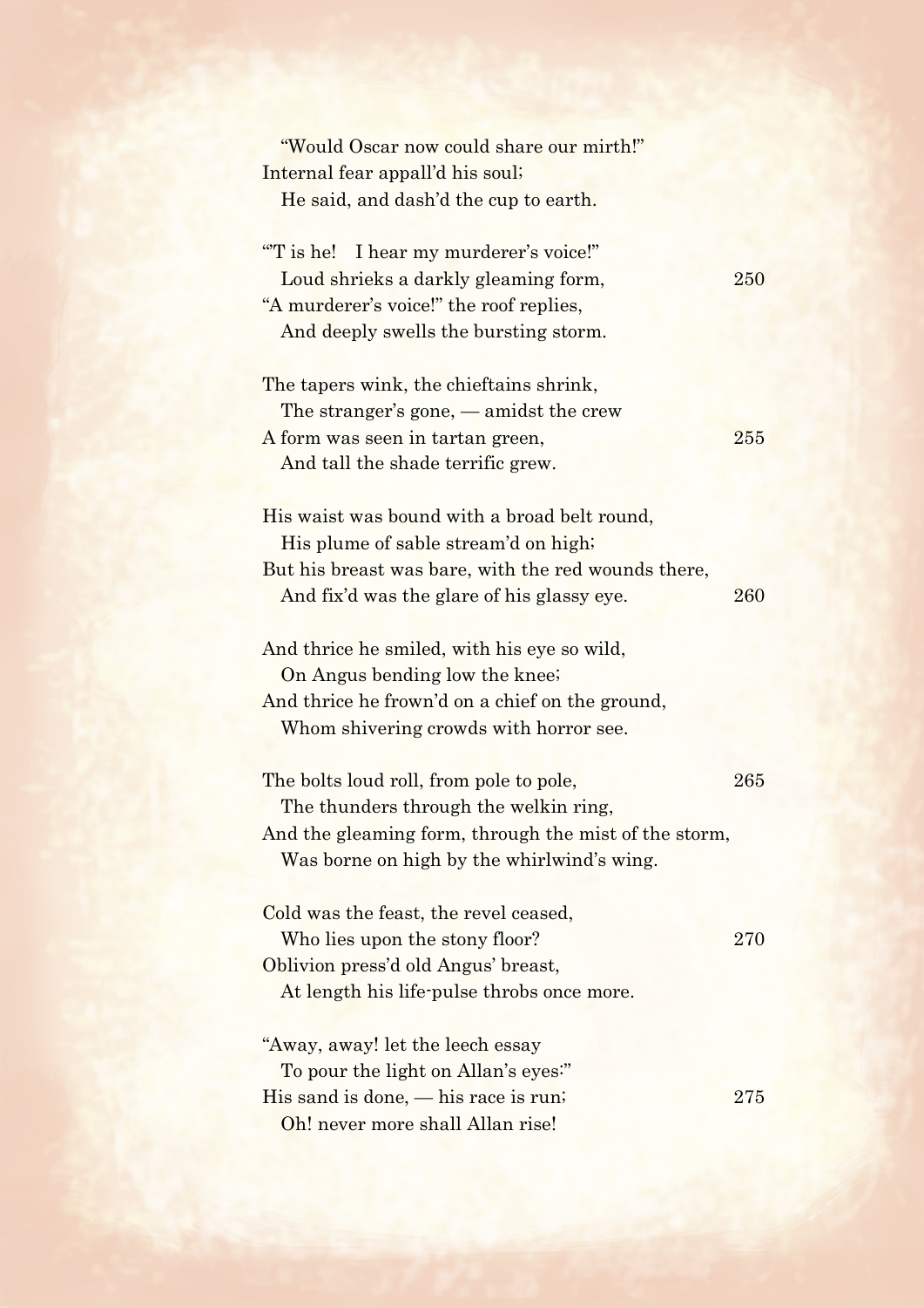"Would Oscar now could share our mirth!"  
Internal fear appall'd his soul;  
He said, and dash'd the cup to earth.

"'T is he! I hear my murderer's voice!"  
Loud shrieks a darkly gleaming form, 250  
"A murderer's voice!" the roof replies,  
And deeply swells the bursting storm.

The tapers wink, the chieftains shrink,  
The stranger's gone, — amidst the crew  
A form was seen in tartan green, 255  
And tall the shade terrific grew.

His waist was bound with a broad belt round,  
His plume of sable stream'd on high;  
But his breast was bare, with the red wounds there,  
And fix'd was the glare of his glassy eye. 260

And thrice he smiled, with his eye so wild,  
On Angus bending low the knee;  
And thrice he frown'd on a chief on the ground,  
Whom shivering crowds with horror see.

The bolts loud roll, from pole to pole, 265  
The thunders through the welkin ring,  
And the gleaming form, through the mist of the storm,  
Was borne on high by the whirlwind's wing.

Cold was the feast, the revel ceased,  
Who lies upon the stony floor? 270  
Oblivion press'd old Angus' breast,  
At length his life-pulse throbs once more.

"Away, away! let the leech essay  
To pour the light on Allan's eyes:"  
His sand is done, — his race is run; 275  
Oh! never more shall Allan rise!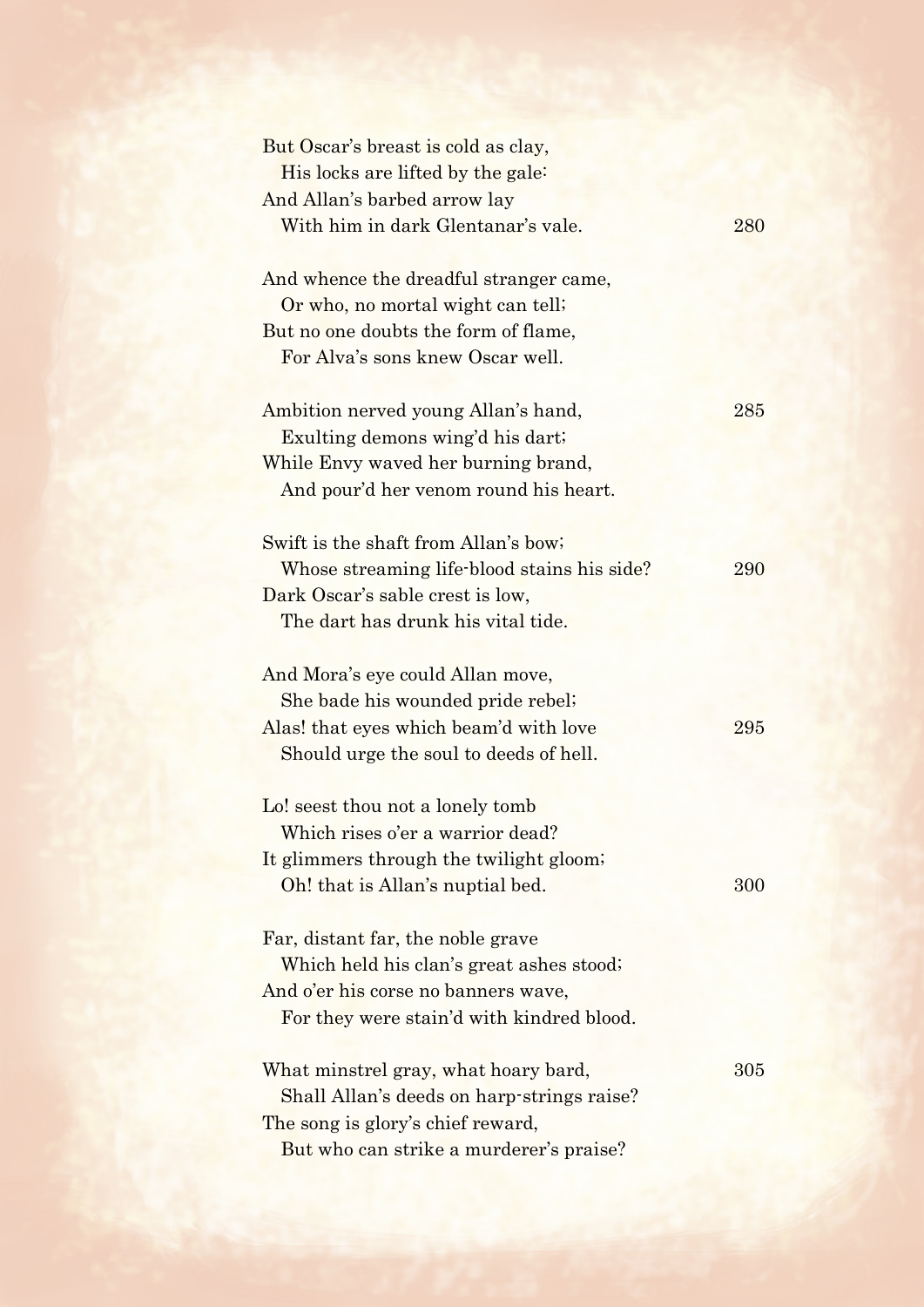But Oscar's breast is cold as clay,  
  His locks are lifted by the gale:  
And Allan's barbed arrow lay  
  With him in dark Glentanar's vale. 280

And whence the dreadful stranger came,  
  Or who, no mortal wight can tell;  
But no one doubts the form of flame,  
  For Alva's sons knew Oscar well.

Ambition nerved young Allan's hand, 285  
  Exulting demons wing'd his dart;  
While Envy waved her burning brand,  
  And pour'd her venom round his heart.

Swift is the shaft from Allan's bow;  
  Whose streaming life-blood stains his side? 290  
Dark Oscar's sable crest is low,  
  The dart has drunk his vital tide.

And Mora's eye could Allan move,  
  She bade his wounded pride rebel;  
Alas! that eyes which beam'd with love 295  
  Should urge the soul to deeds of hell.

Lo! seest thou not a lonely tomb  
  Which rises o'er a warrior dead?  
It glimmers through the twilight gloom;  
  Oh! that is Allan's nuptial bed. 300

Far, distant far, the noble grave  
  Which held his clan's great ashes stood;  
And o'er his corse no banners wave,  
  For they were stain'd with kindred blood.

What minstrel gray, what hoary bard, 305  
  Shall Allan's deeds on harp-strings raise?  
The song is glory's chief reward,  
  But who can strike a murderer's praise?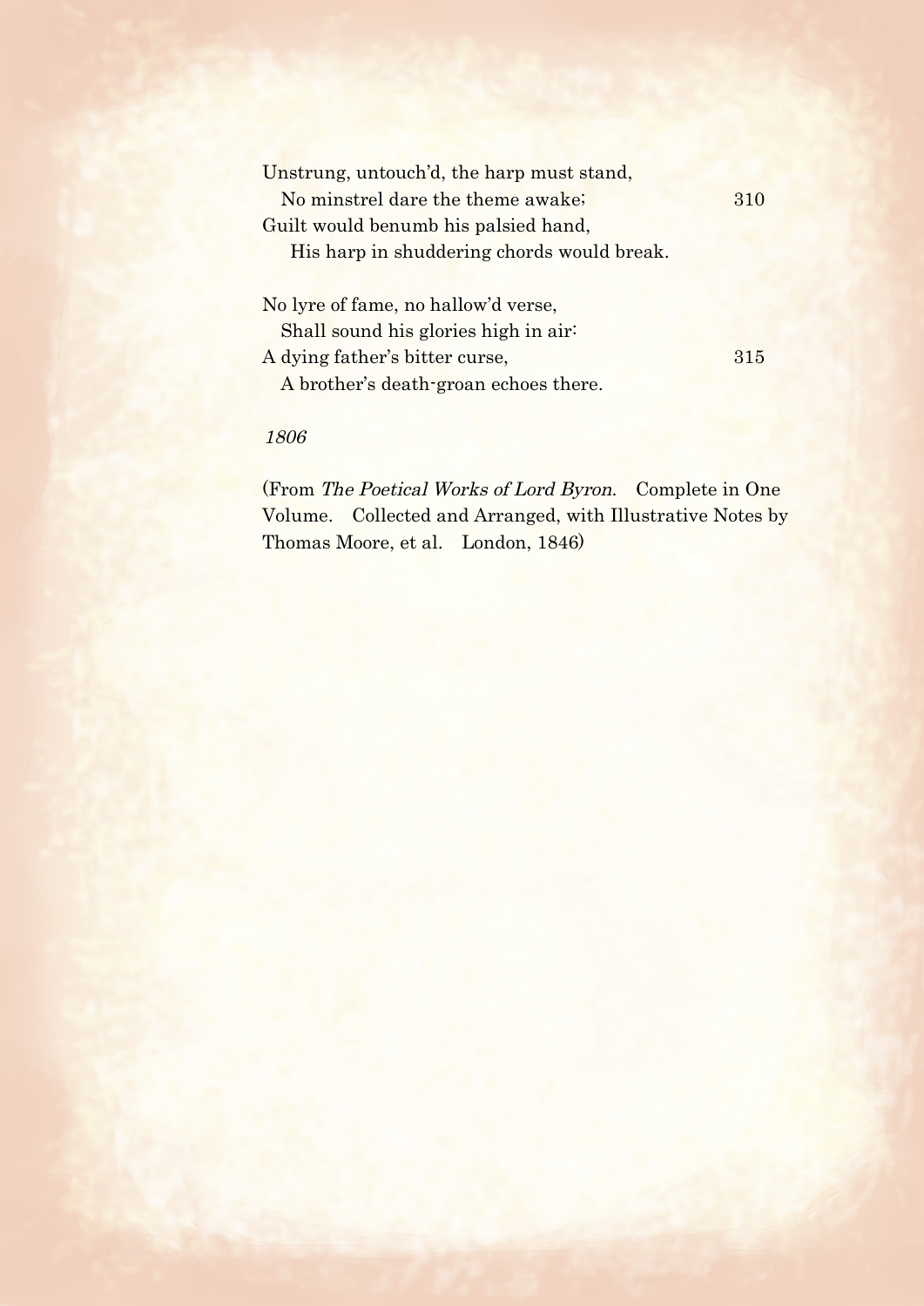Unstrung, untouch'd, the harp must stand,
  No minstrel dare the theme awake;   310
Guilt would benumb his palsied hand,
   His harp in shuddering chords would break.

No lyre of fame, no hallow'd verse,
  Shall sound his glories high in air:
A dying father's bitter curse,   315
  A brother's death-groan echoes there.

*1806*

(From *The Poetical Works of Lord Byron*. Complete in One Volume. Collected and Arranged, with Illustrative Notes by Thomas Moore, et al. London, 1846)